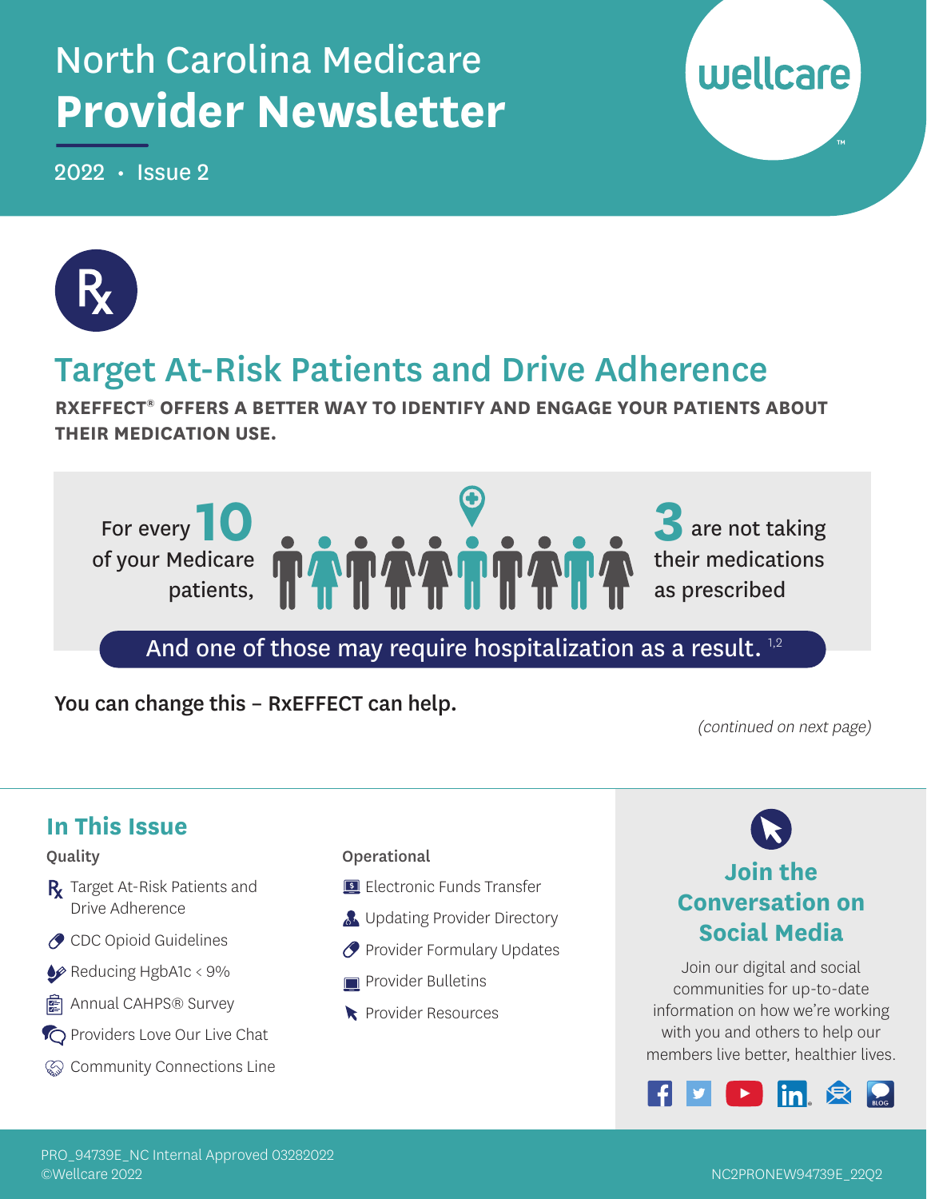# North Carolina Medicare
# Provider Newsletter

2022 • Issue 2

wellcare

## Target At-Risk Patients and Drive Adherence

**RXEFFECT® OFFERS A BETTER WAY TO IDENTIFY AND ENGAGE YOUR PATIENTS ABOUT THEIR MEDICATION USE.**

For every **10** of your Medicare patients, **3** are not taking their medications as prescribed

And one of those may require hospitalization as a result.[1,2]

You can change this – RxEFFECT can help.

*(continued on next page)*

## In This Issue

**Quality**

- Target At-Risk Patients and Drive Adherence
- CDC Opioid Guidelines
- Reducing HgbA1c < 9%
- Annual CAHPS® Survey
- Providers Love Our Live Chat
- Community Connections Line

**Operational**

- Electronic Funds Transfer
- Updating Provider Directory
- Provider Formulary Updates
- Provider Bulletins
- Provider Resources

## Join the Conversation on Social Media

Join our digital and social communities for up-to-date information on how we're working with you and others to help our members live better, healthier lives.

PRO_94739E_NC Internal Approved 03282022
©Wellcare 2022

NC2PRONEW94739E_22Q2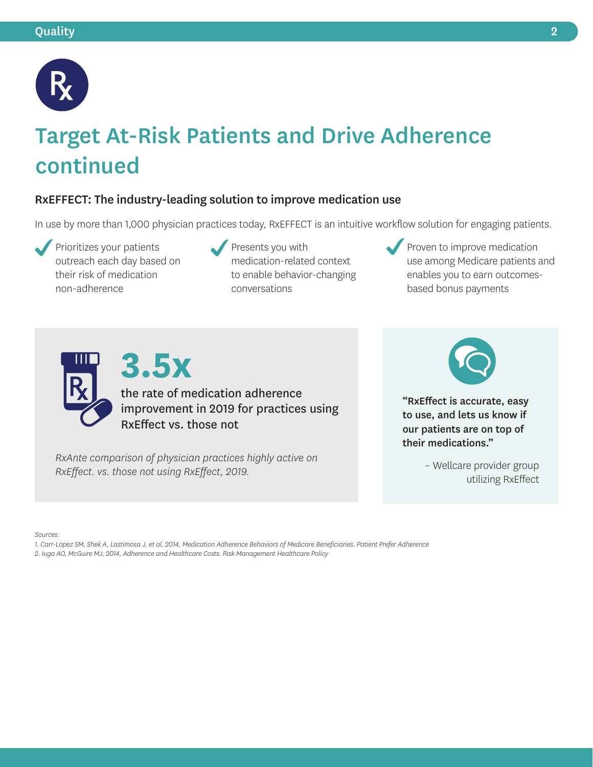# Target At-Risk Patients and Drive Adherence continued

## RxEFFECT: The industry-leading solution to improve medication use

In use by more than 1,000 physician practices today, RxEFFECT is an intuitive workflow solution for engaging patients.

- Prioritizes your patients outreach each day based on their risk of medication non-adherence
- Presents you with medication-related context to enable behavior-changing conversations
- Proven to improve medication use among Medicare patients and enables you to earn outcomes-based bonus payments

**3.5x**

the rate of medication adherence improvement in 2019 for practices using RxEffect vs. those not

*RxAnte comparison of physician practices highly active on RxEffect. vs. those not using RxEffect, 2019.*

**"RxEffect is accurate, easy to use, and lets us know if our patients are on top of their medications."**

– Wellcare provider group utilizing RxEffect

*Sources:*
*1. Carr-Lopez SM, Shek A, Lastimosa J, et al, 2014, Medication Adherence Behaviors of Medicare Beneficiaries. Patient Prefer Adherence*
*2. Iuga AO, McGuire MJ, 2014, Adherence and Healthcare Costs. Risk Management Healthcare Policy*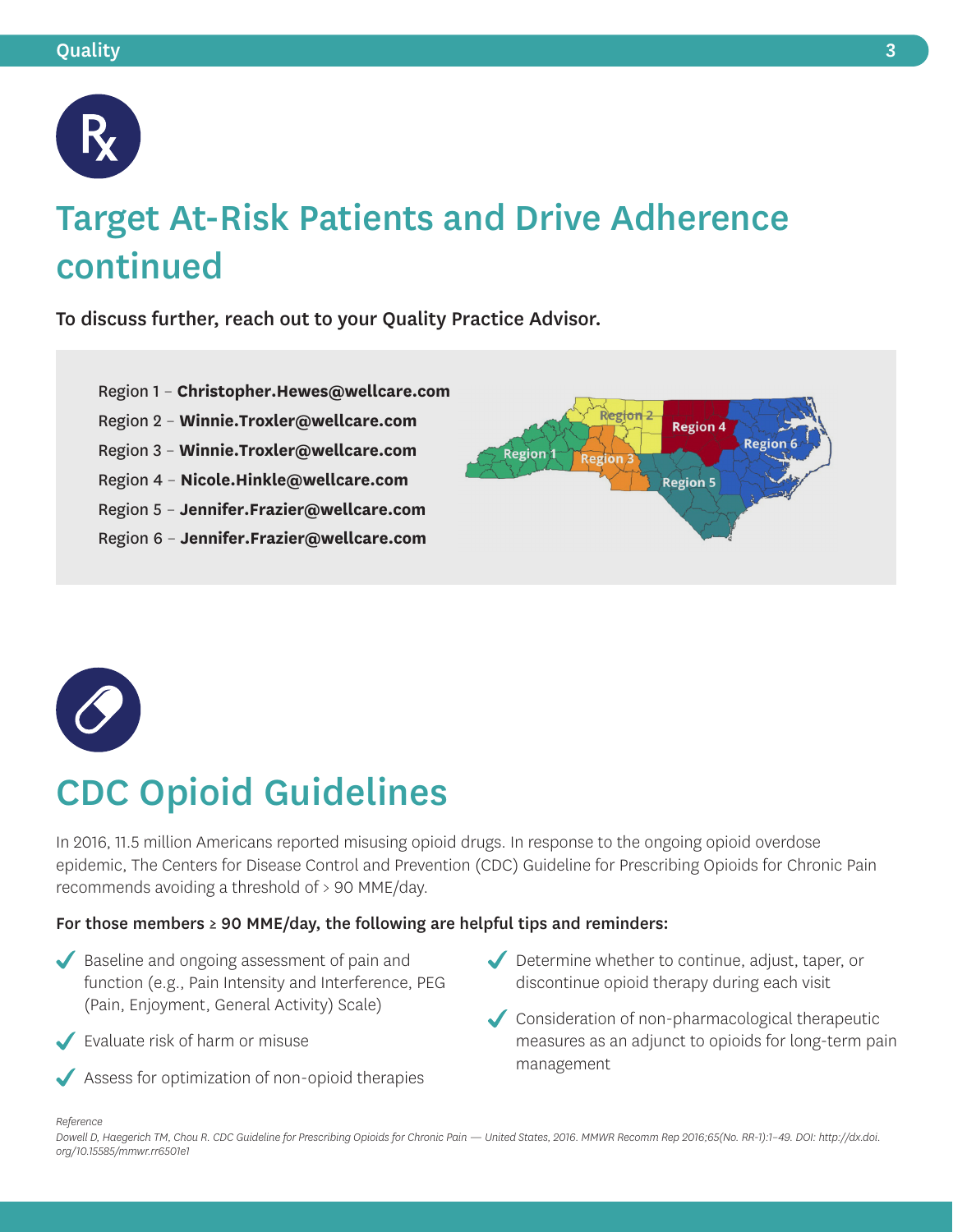# Target At-Risk Patients and Drive Adherence continued

**To discuss further, reach out to your Quality Practice Advisor.**

Region 1 – **Christopher.Hewes@wellcare.com**
Region 2 – **Winnie.Troxler@wellcare.com**
Region 3 – **Winnie.Troxler@wellcare.com**
Region 4 – **Nicole.Hinkle@wellcare.com**
Region 5 – **Jennifer.Frazier@wellcare.com**
Region 6 – **Jennifer.Frazier@wellcare.com**

# CDC Opioid Guidelines

In 2016, 11.5 million Americans reported misusing opioid drugs. In response to the ongoing opioid overdose epidemic, The Centers for Disease Control and Prevention (CDC) Guideline for Prescribing Opioids for Chronic Pain recommends avoiding a threshold of > 90 MME/day.

**For those members ≥ 90 MME/day, the following are helpful tips and reminders:**

- Baseline and ongoing assessment of pain and function (e.g., Pain Intensity and Interference, PEG (Pain, Enjoyment, General Activity) Scale)
- Evaluate risk of harm or misuse
- Assess for optimization of non-opioid therapies
- Determine whether to continue, adjust, taper, or discontinue opioid therapy during each visit
- Consideration of non-pharmacological therapeutic measures as an adjunct to opioids for long-term pain management

*Reference*
*Dowell D, Haegerich TM, Chou R. CDC Guideline for Prescribing Opioids for Chronic Pain — United States, 2016. MMWR Recomm Rep 2016;65(No. RR-1):1–49. DOI: http://dx.doi.org/10.15585/mmwr.rr6501e1*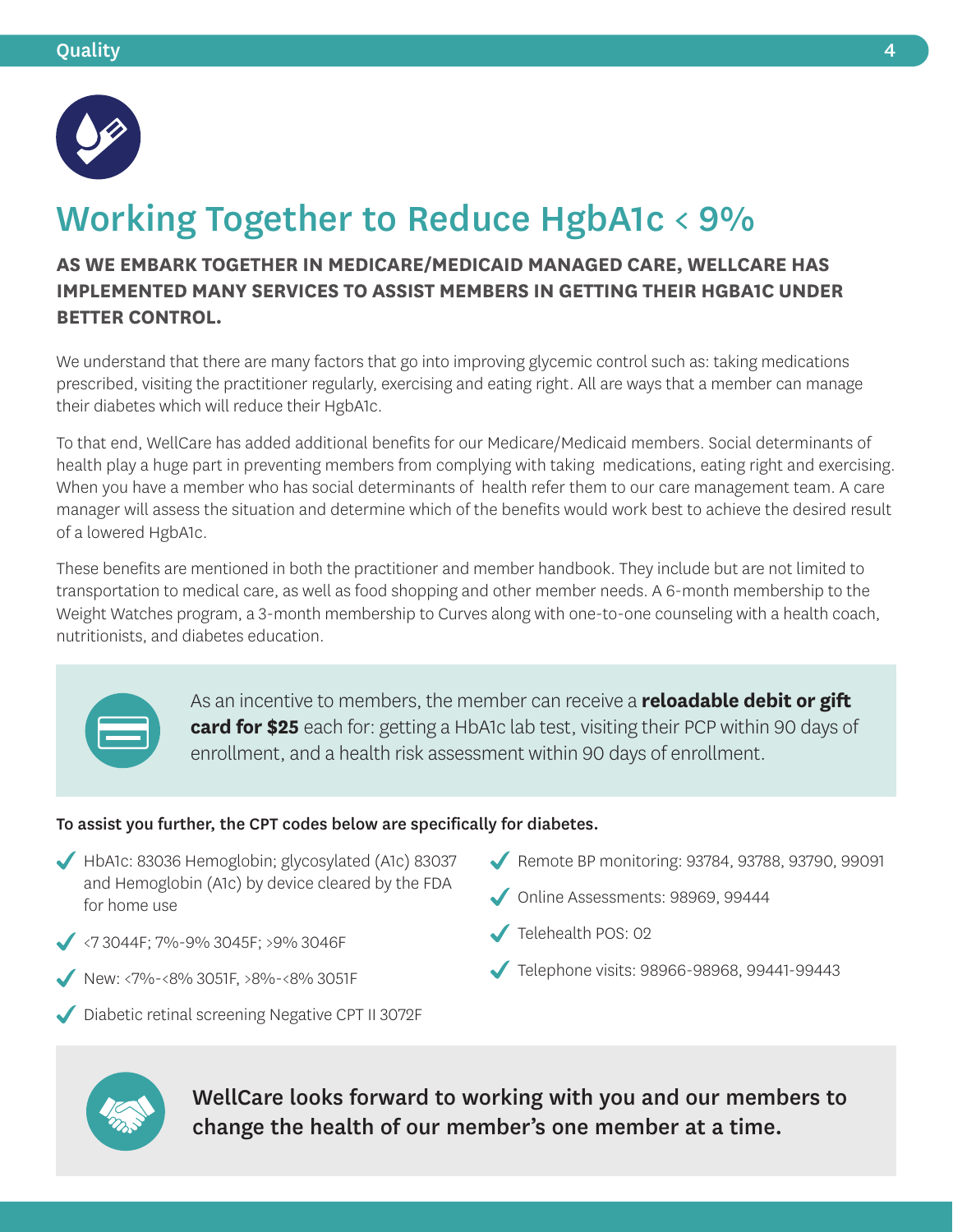# Working Together to Reduce HgbA1c < 9%

**AS WE EMBARK TOGETHER IN MEDICARE/MEDICAID MANAGED CARE, WELLCARE HAS IMPLEMENTED MANY SERVICES TO ASSIST MEMBERS IN GETTING THEIR HGBA1C UNDER BETTER CONTROL.**

We understand that there are many factors that go into improving glycemic control such as: taking medications prescribed, visiting the practitioner regularly, exercising and eating right. All are ways that a member can manage their diabetes which will reduce their HgbA1c.

To that end, WellCare has added additional benefits for our Medicare/Medicaid members. Social determinants of health play a huge part in preventing members from complying with taking medications, eating right and exercising. When you have a member who has social determinants of health refer them to our care management team. A care manager will assess the situation and determine which of the benefits would work best to achieve the desired result of a lowered HgbA1c.

These benefits are mentioned in both the practitioner and member handbook. They include but are not limited to transportation to medical care, as well as food shopping and other member needs. A 6-month membership to the Weight Watches program, a 3-month membership to Curves along with one-to-one counseling with a health coach, nutritionists, and diabetes education.

As an incentive to members, the member can receive a **reloadable debit or gift card for $25** each for: getting a HbA1c lab test, visiting their PCP within 90 days of enrollment, and a health risk assessment within 90 days of enrollment.

**To assist you further, the CPT codes below are specifically for diabetes.**

- HbA1c: 83036 Hemoglobin; glycosylated (A1c) 83037 and Hemoglobin (A1c) by device cleared by the FDA for home use
- <7 3044F; 7%-9% 3045F; >9% 3046F
- New: <7%-<8% 3051F, >8%-<8% 3051F
- Diabetic retinal screening Negative CPT II 3072F
- Remote BP monitoring: 93784, 93788, 93790, 99091
- Online Assessments: 98969, 99444
- Telehealth POS: 02
- Telephone visits: 98966-98968, 99441-99443

**WellCare looks forward to working with you and our members to change the health of our member's one member at a time.**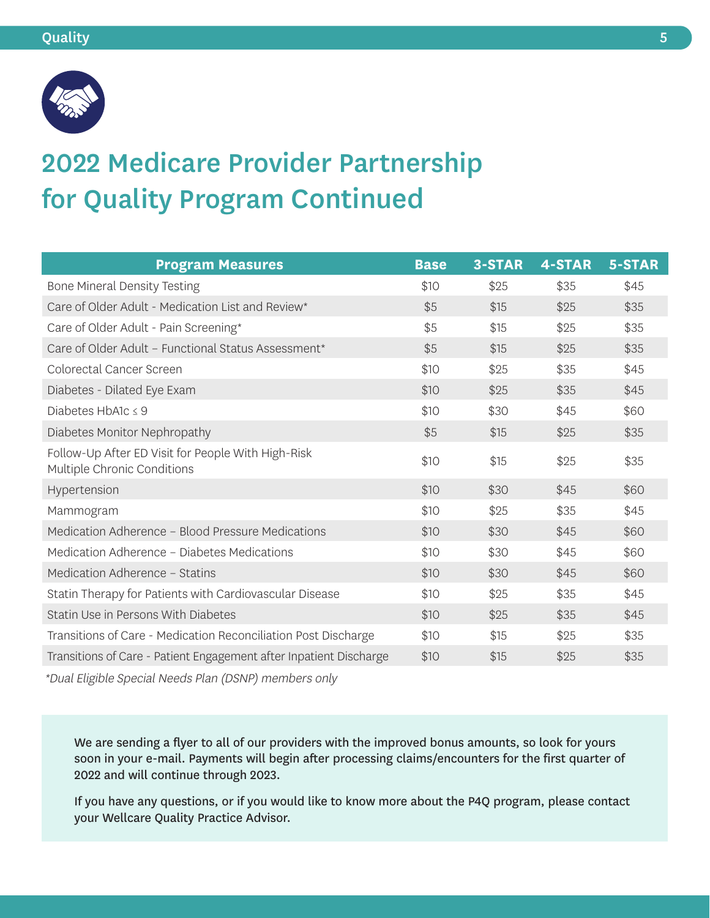# 2022 Medicare Provider Partnership for Quality Program Continued

| Program Measures | Base | 3-STAR | 4-STAR | 5-STAR |
|---|---|---|---|---|
| Bone Mineral Density Testing | $10 | $25 | $35 | $45 |
| Care of Older Adult - Medication List and Review* | $5 | $15 | $25 | $35 |
| Care of Older Adult - Pain Screening* | $5 | $15 | $25 | $35 |
| Care of Older Adult – Functional Status Assessment* | $5 | $15 | $25 | $35 |
| Colorectal Cancer Screen | $10 | $25 | $35 | $45 |
| Diabetes - Dilated Eye Exam | $10 | $25 | $35 | $45 |
| Diabetes HbA1c ≤ 9 | $10 | $30 | $45 | $60 |
| Diabetes Monitor Nephropathy | $5 | $15 | $25 | $35 |
| Follow-Up After ED Visit for People With High-Risk Multiple Chronic Conditions | $10 | $15 | $25 | $35 |
| Hypertension | $10 | $30 | $45 | $60 |
| Mammogram | $10 | $25 | $35 | $45 |
| Medication Adherence – Blood Pressure Medications | $10 | $30 | $45 | $60 |
| Medication Adherence – Diabetes Medications | $10 | $30 | $45 | $60 |
| Medication Adherence – Statins | $10 | $30 | $45 | $60 |
| Statin Therapy for Patients with Cardiovascular Disease | $10 | $25 | $35 | $45 |
| Statin Use in Persons With Diabetes | $10 | $25 | $35 | $45 |
| Transitions of Care - Medication Reconciliation Post Discharge | $10 | $15 | $25 | $35 |
| Transitions of Care - Patient Engagement after Inpatient Discharge | $10 | $15 | $25 | $35 |

*\*Dual Eligible Special Needs Plan (DSNP) members only*

We are sending a flyer to all of our providers with the improved bonus amounts, so look for yours soon in your e-mail. Payments will begin after processing claims/encounters for the first quarter of 2022 and will continue through 2023.

If you have any questions, or if you would like to know more about the P4Q program, please contact your Wellcare Quality Practice Advisor.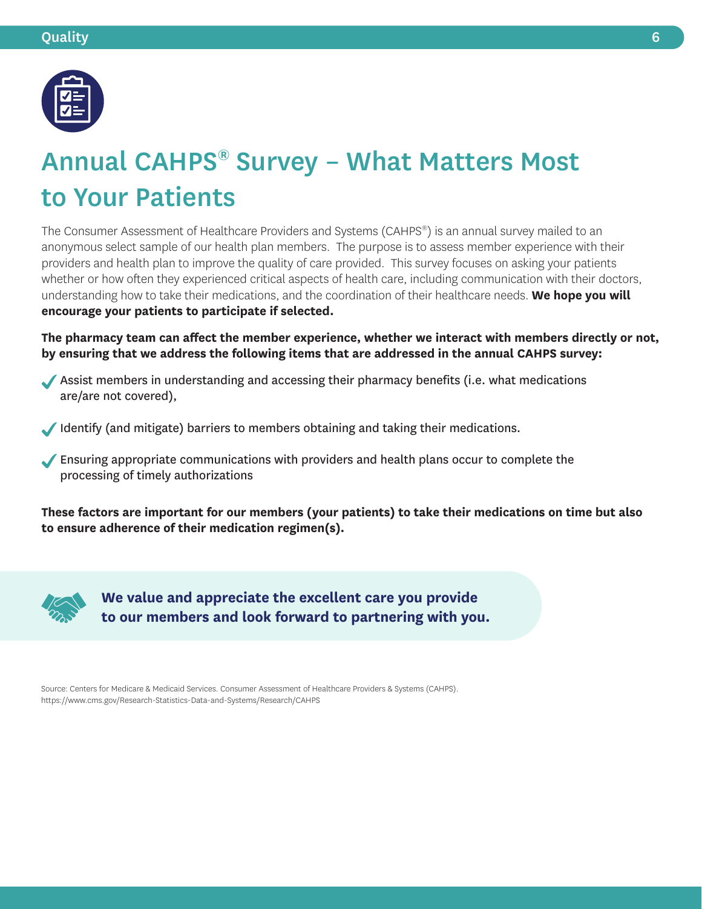# Annual CAHPS® Survey – What Matters Most to Your Patients

The Consumer Assessment of Healthcare Providers and Systems (CAHPS®) is an annual survey mailed to an anonymous select sample of our health plan members. The purpose is to assess member experience with their providers and health plan to improve the quality of care provided. This survey focuses on asking your patients whether or how often they experienced critical aspects of health care, including communication with their doctors, understanding how to take their medications, and the coordination of their healthcare needs. **We hope you will encourage your patients to participate if selected.**

**The pharmacy team can affect the member experience, whether we interact with members directly or not, by ensuring that we address the following items that are addressed in the annual CAHPS survey:**

- Assist members in understanding and accessing their pharmacy benefits (i.e. what medications are/are not covered),
- Identify (and mitigate) barriers to members obtaining and taking their medications.
- Ensuring appropriate communications with providers and health plans occur to complete the processing of timely authorizations

**These factors are important for our members (your patients) to take their medications on time but also to ensure adherence of their medication regimen(s).**

**We value and appreciate the excellent care you provide to our members and look forward to partnering with you.**

Source: Centers for Medicare & Medicaid Services. Consumer Assessment of Healthcare Providers & Systems (CAHPS). https://www.cms.gov/Research-Statistics-Data-and-Systems/Research/CAHPS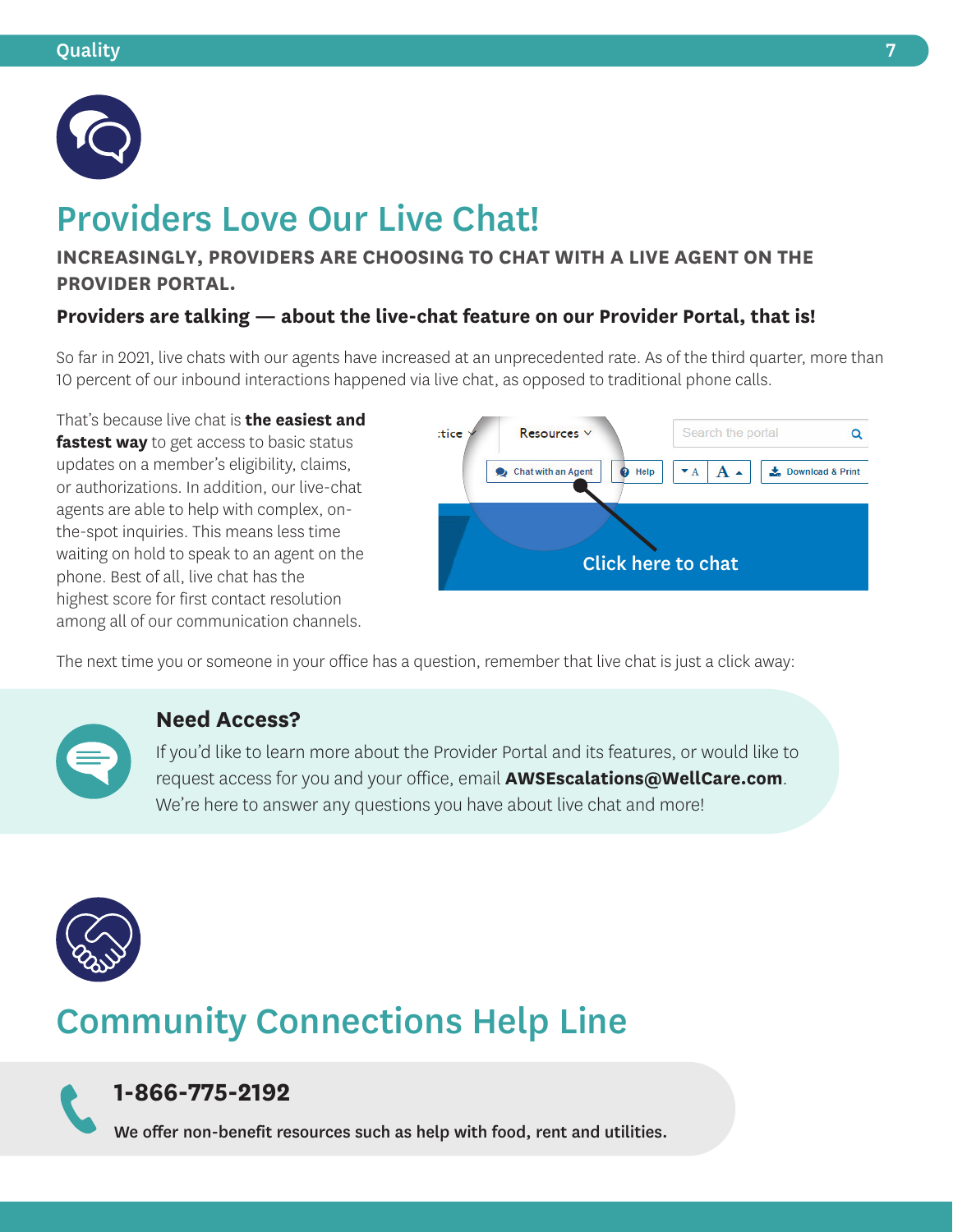# Providers Love Our Live Chat!

**INCREASINGLY, PROVIDERS ARE CHOOSING TO CHAT WITH A LIVE AGENT ON THE PROVIDER PORTAL.**

**Providers are talking — about the live-chat feature on our Provider Portal, that is!**

So far in 2021, live chats with our agents have increased at an unprecedented rate. As of the third quarter, more than 10 percent of our inbound interactions happened via live chat, as opposed to traditional phone calls.

That's because live chat is **the easiest and fastest way** to get access to basic status updates on a member's eligibility, claims, or authorizations. In addition, our live-chat agents are able to help with complex, on-the-spot inquiries. This means less time waiting on hold to speak to an agent on the phone. Best of all, live chat has the highest score for first contact resolution among all of our communication channels.

The next time you or someone in your office has a question, remember that live chat is just a click away:

### Need Access?

If you'd like to learn more about the Provider Portal and its features, or would like to request access for you and your office, email **AWSEscalations@WellCare.com**. We're here to answer any questions you have about live chat and more!

# Community Connections Help Line

### 1-866-775-2192

**We offer non-benefit resources such as help with food, rent and utilities.**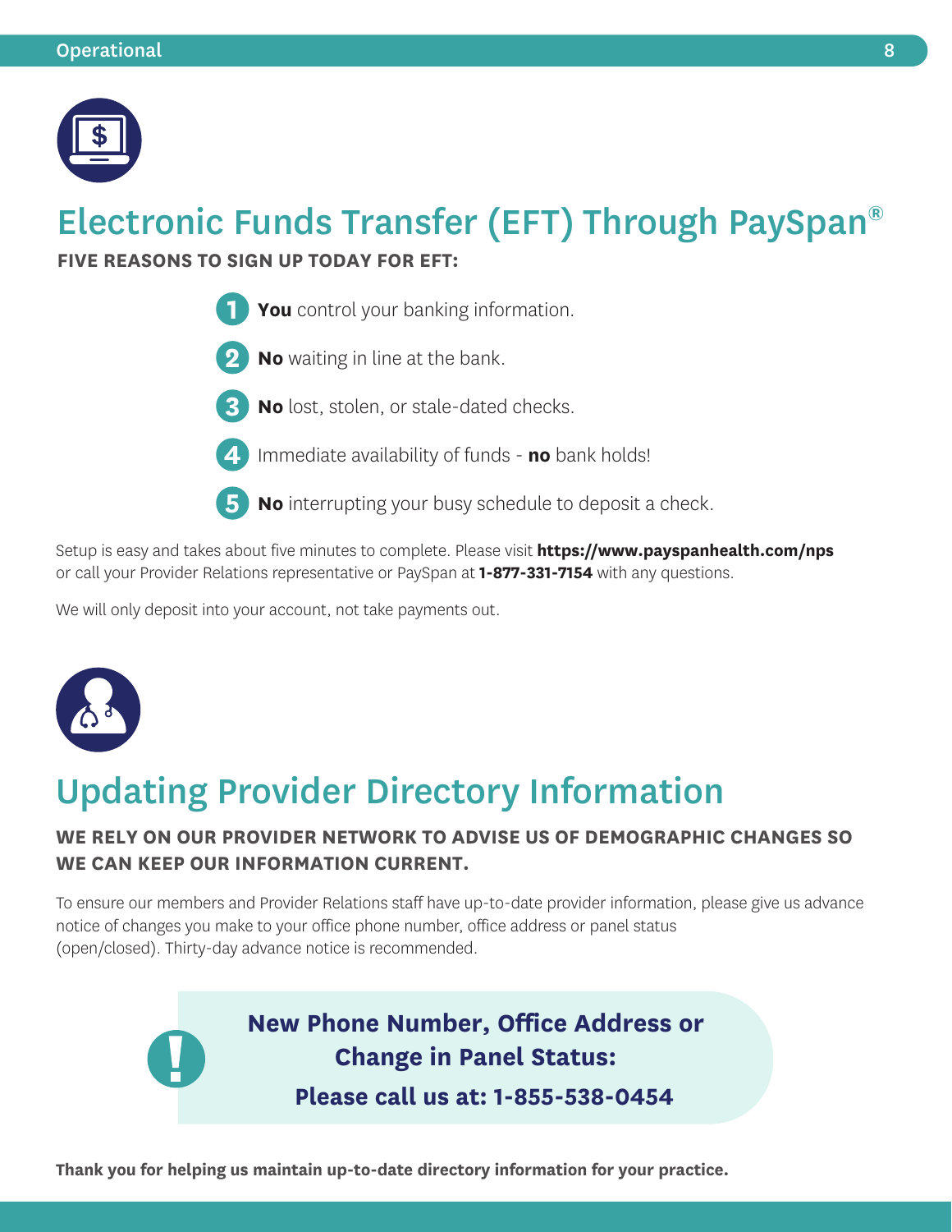# Electronic Funds Transfer (EFT) Through PaySpan®

**FIVE REASONS TO SIGN UP TODAY FOR EFT:**

1. **You** control your banking information.
2. **No** waiting in line at the bank.
3. **No** lost, stolen, or stale-dated checks.
4. Immediate availability of funds - **no** bank holds!
5. **No** interrupting your busy schedule to deposit a check.

Setup is easy and takes about five minutes to complete. Please visit **https://www.payspanhealth.com/nps** or call your Provider Relations representative or PaySpan at **1-877-331-7154** with any questions.

We will only deposit into your account, not take payments out.

# Updating Provider Directory Information

**WE RELY ON OUR PROVIDER NETWORK TO ADVISE US OF DEMOGRAPHIC CHANGES SO WE CAN KEEP OUR INFORMATION CURRENT.**

To ensure our members and Provider Relations staff have up-to-date provider information, please give us advance notice of changes you make to your office phone number, office address or panel status (open/closed). Thirty-day advance notice is recommended.

**New Phone Number, Office Address or Change in Panel Status:**

**Please call us at: 1-855-538-0454**

**Thank you for helping us maintain up-to-date directory information for your practice.**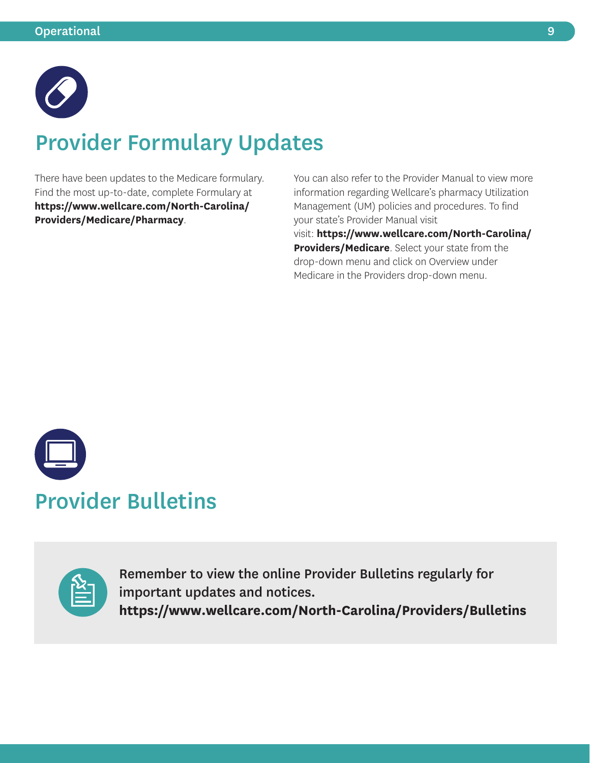## Provider Formulary Updates

There have been updates to the Medicare formulary. Find the most up-to-date, complete Formulary at **https://www.wellcare.com/North-Carolina/Providers/Medicare/Pharmacy**.

You can also refer to the Provider Manual to view more information regarding Wellcare's pharmacy Utilization Management (UM) policies and procedures. To find your state's Provider Manual visit visit: **https://www.wellcare.com/North-Carolina/Providers/Medicare**. Select your state from the drop-down menu and click on Overview under Medicare in the Providers drop-down menu.

## Provider Bulletins

**Remember to view the online Provider Bulletins regularly for important updates and notices.**
**https://www.wellcare.com/North-Carolina/Providers/Bulletins**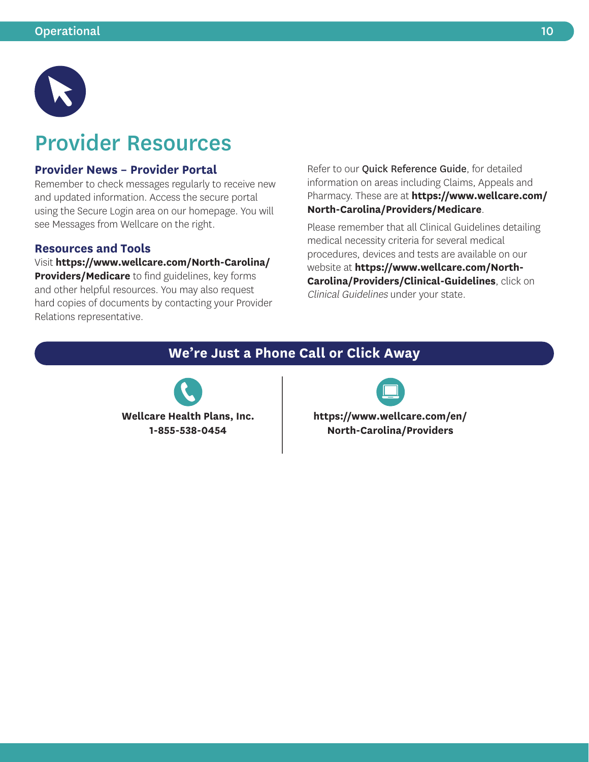# Provider Resources

### Provider News – Provider Portal

Remember to check messages regularly to receive new and updated information. Access the secure portal using the Secure Login area on our homepage. You will see Messages from Wellcare on the right.

### Resources and Tools

Visit **https://www.wellcare.com/North-Carolina/Providers/Medicare** to find guidelines, key forms and other helpful resources. You may also request hard copies of documents by contacting your Provider Relations representative.

Refer to our Quick Reference Guide, for detailed information on areas including Claims, Appeals and Pharmacy. These are at **https://www.wellcare.com/North-Carolina/Providers/Medicare**.

Please remember that all Clinical Guidelines detailing medical necessity criteria for several medical procedures, devices and tests are available on our website at **https://www.wellcare.com/North-Carolina/Providers/Clinical-Guidelines**, click on *Clinical Guidelines* under your state.

## We're Just a Phone Call or Click Away

**Wellcare Health Plans, Inc.**
**1-855-538-0454**

**https://www.wellcare.com/en/North-Carolina/Providers**